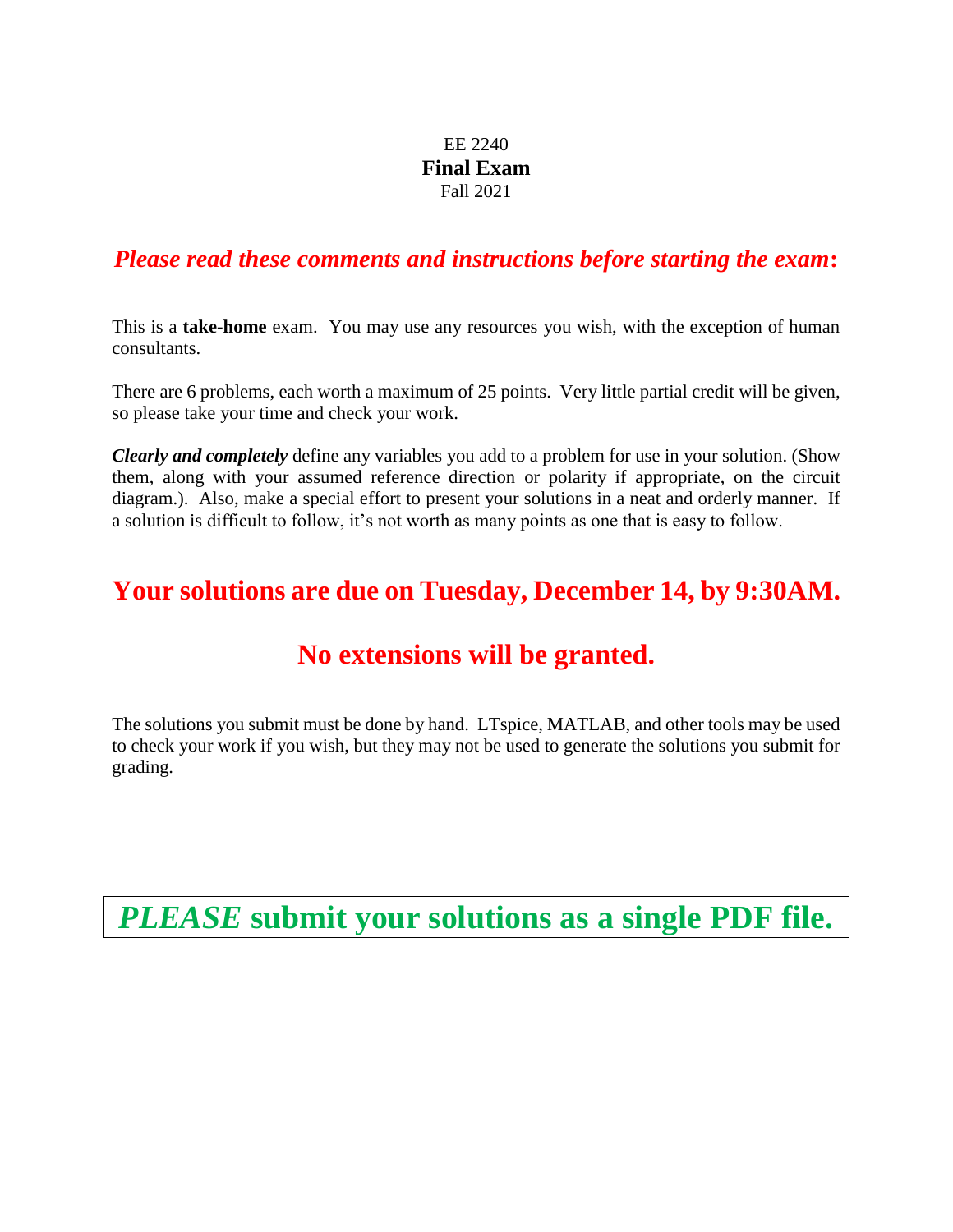EE 2240

# Final Exam

Fall 2021

### *Please read these comments and instructions before starting the exam:*

This is a **take-home** exam. You may use any resources you wish, with the exception of human consultants.

There are 6 problems, each worth a maximum of 25 points. Very little partial credit will be given, so please take your time and check your work.

***Clearly and completely*** define any variables you add to a problem for use in your solution. (Show them, along with your assumed reference direction or polarity if appropriate, on the circuit diagram.). Also, make a special effort to present your solutions in a neat and orderly manner. If a solution is difficult to follow, it's not worth as many points as one that is easy to follow.

## Your solutions are due on Tuesday, December 14, by 9:30AM.

## No extensions will be granted.

The solutions you submit must be done by hand. LTspice, MATLAB, and other tools may be used to check your work if you wish, but they may not be used to generate the solutions you submit for grading.

## ***PLEASE*** submit your solutions as a single PDF file.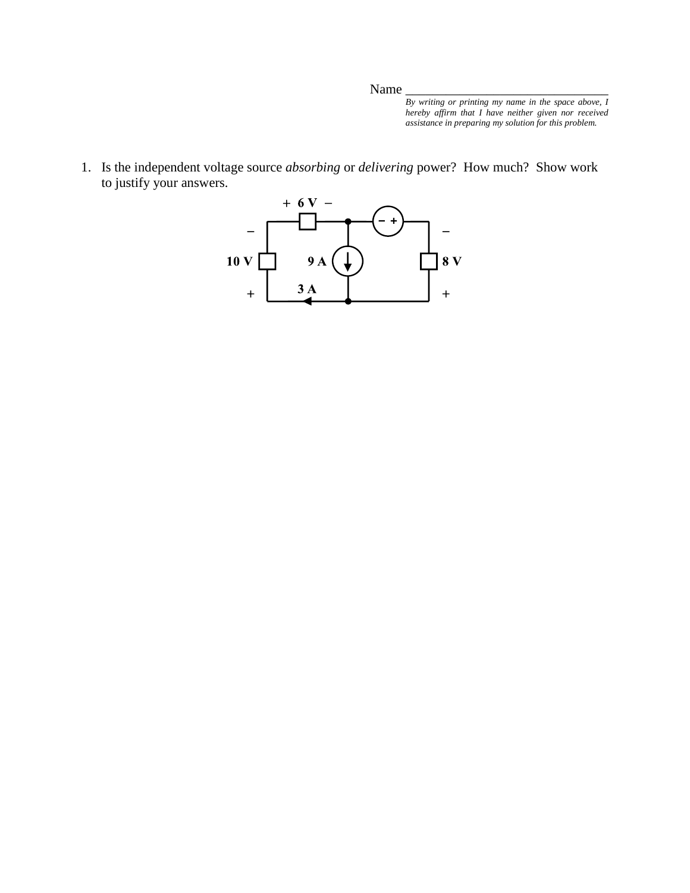Name ______________________________

*By writing or printing my name in the space above, I hereby affirm that I have neither given nor received assistance in preparing my solution for this problem.*

1. Is the independent voltage source *absorbing* or *delivering* power? How much? Show work to justify your answers.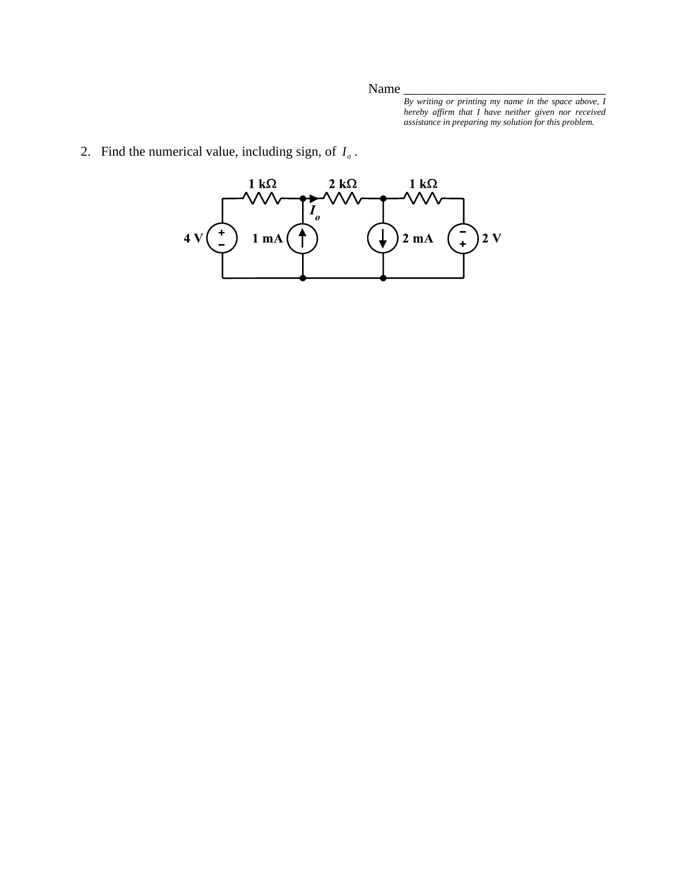Name ________________________________

*By writing or printing my name in the space above, I hereby affirm that I have neither given nor received assistance in preparing my solution for this problem.*

2. Find the numerical value, including sign, of $I_o$.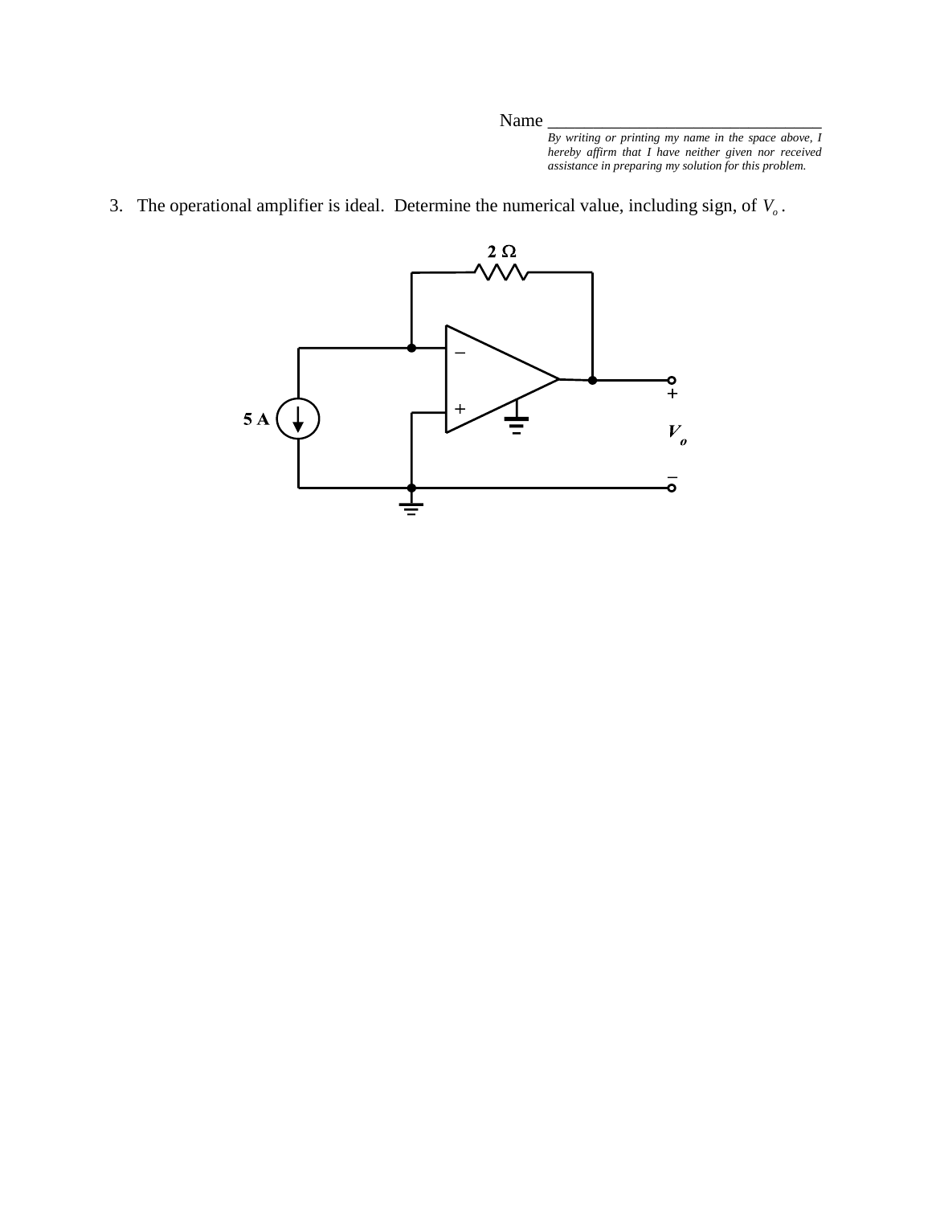Name ________________________________

*By writing or printing my name in the space above, I hereby affirm that I have neither given nor received assistance in preparing my solution for this problem.*

3. The operational amplifier is ideal. Determine the numerical value, including sign, of $V_o$.

2 Ω

5 A

$V_o$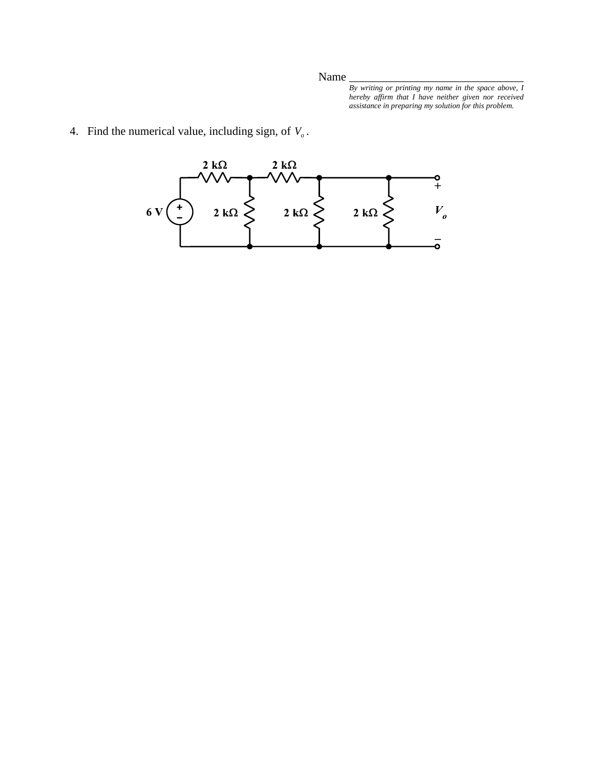Name ________________________________

*By writing or printing my name in the space above, I hereby affirm that I have neither given nor received assistance in preparing my solution for this problem.*

4. Find the numerical value, including sign, of $V_o$.

2 kΩ  2 kΩ

6 V  2 kΩ  2 kΩ  2 kΩ  $V_o$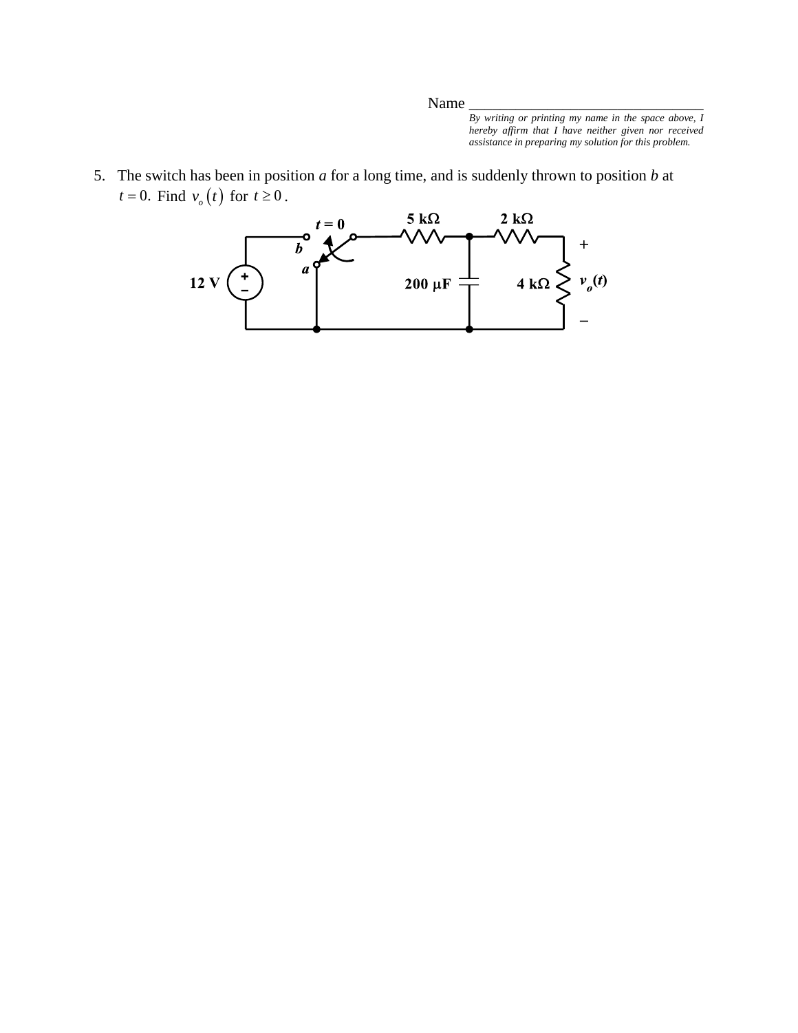Name ________________________________

*By writing or printing my name in the space above, I hereby affirm that I have neither given nor received assistance in preparing my solution for this problem.*

5. The switch has been in position *a* for a long time, and is suddenly thrown to position *b* at $t = 0$. Find $v_o(t)$ for $t \geq 0$.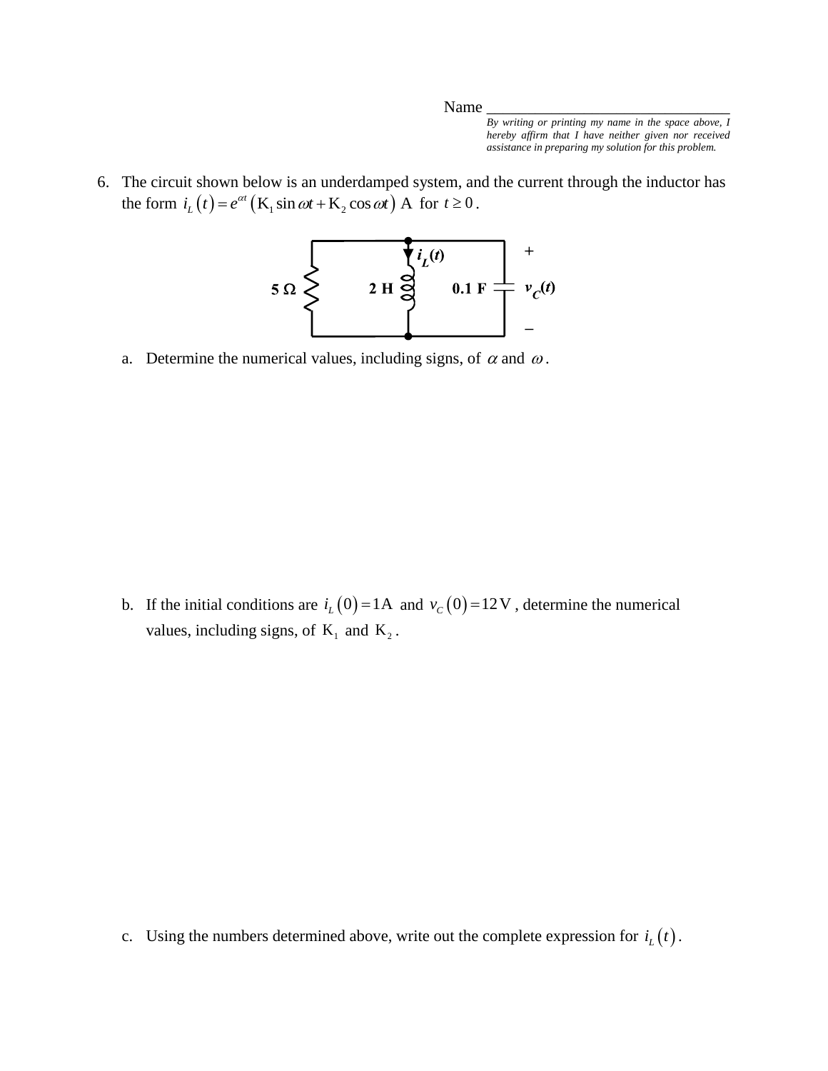Name ________________________________

*By writing or printing my name in the space above, I hereby affirm that I have neither given nor received assistance in preparing my solution for this problem.*

6. The circuit shown below is an underdamped system, and the current through the inductor has the form $i_L(t) = e^{\alpha t}\left(\mathrm{K}_1 \sin \omega t + \mathrm{K}_2 \cos \omega t\right)$ A for $t \geq 0$.

5 Ω

2 H

$i_L(t)$

0.1 F

+

$v_C(t)$

–

   a. Determine the numerical values, including signs, of $\alpha$ and $\omega$.

   b. If the initial conditions are $i_L(0) = 1\,\text{A}$ and $v_C(0) = 12\,\text{V}$, determine the numerical values, including signs, of $\mathrm{K}_1$ and $\mathrm{K}_2$.

   c. Using the numbers determined above, write out the complete expression for $i_L(t)$.